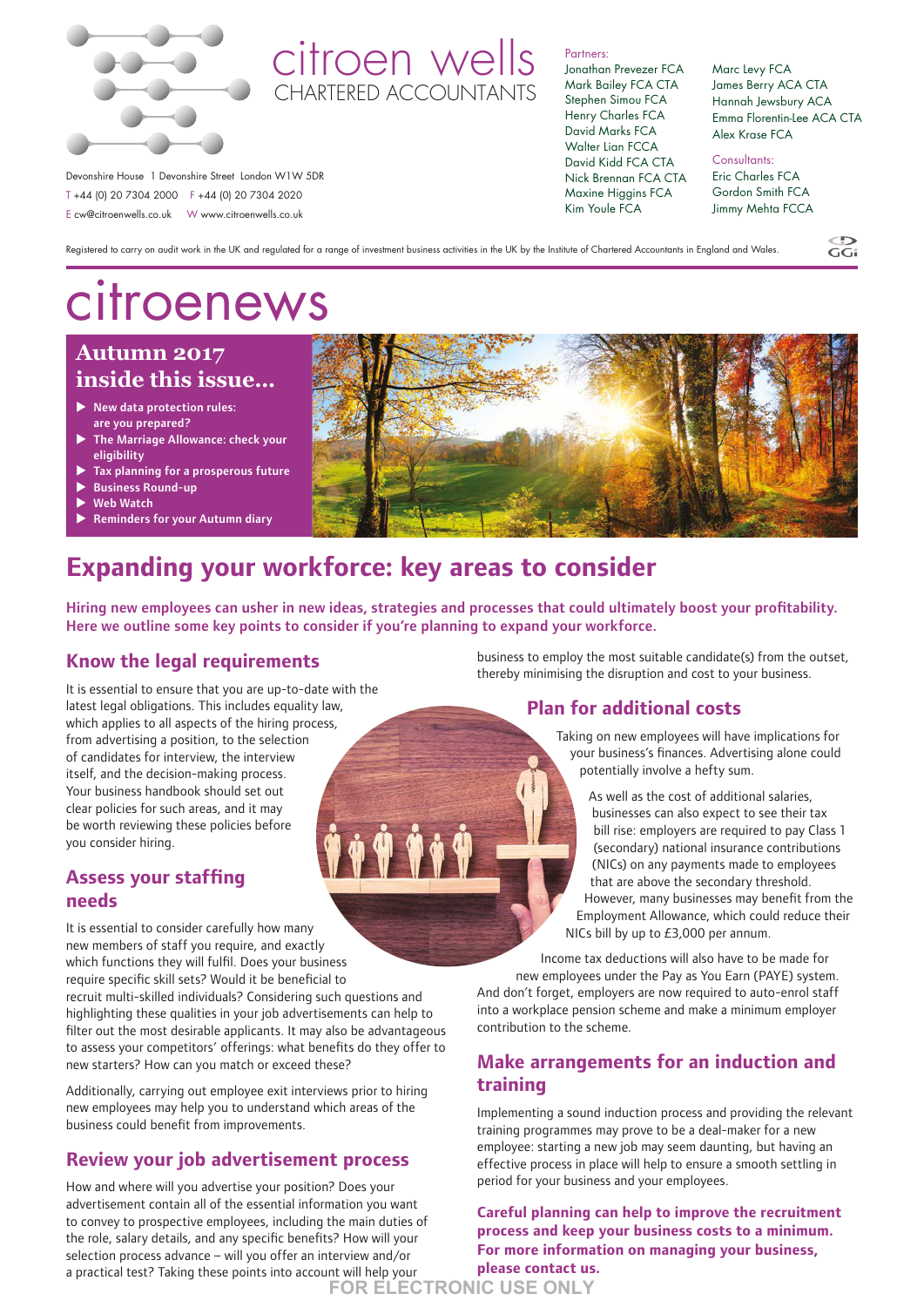# citroen wells

CHARTERED ACCOUNTANTS

Devonshire House 1 Devonshire Street London W1W 5DR
T +44 (0) 20 7304 2000 F +44 (0) 20 7304 2020
E cw@citroenwells.co.uk W www.citroenwells.co.uk

Partners:
Jonathan Prevezer FCA
Mark Bailey FCA CTA
Stephen Simou FCA
Henry Charles FCA
David Marks FCA
Walter Lian FCCA
David Kidd FCA CTA
Nick Brennan FCA CTA
Maxine Higgins FCA
Kim Youle FCA
Marc Levy FCA
James Berry ACA CTA
Hannah Jewsbury ACA
Emma Florentin-Lee ACA CTA
Alex Krase FCA

Consultants:
Eric Charles FCA
Gordon Smith FCA
Jimmy Mehta FCCA

Registered to carry on audit work in the UK and regulated for a range of investment business activities in the UK by the Institute of Chartered Accountants in England and Wales.

# citroenews

## Autumn 2017 inside this issue...

- New data protection rules: are you prepared?
- The Marriage Allowance: check your eligibility
- Tax planning for a prosperous future
- Business Round-up
- Web Watch
- Reminders for your Autumn diary

# Expanding your workforce: key areas to consider

**Hiring new employees can usher in new ideas, strategies and processes that could ultimately boost your profitability. Here we outline some key points to consider if you're planning to expand your workforce.**

## Know the legal requirements

It is essential to ensure that you are up-to-date with the latest legal obligations. This includes equality law, which applies to all aspects of the hiring process, from advertising a position, to the selection of candidates for interview, the interview itself, and the decision-making process. Your business handbook should set out clear policies for such areas, and it may be worth reviewing these policies before you consider hiring.

## Assess your staffing needs

It is essential to consider carefully how many new members of staff you require, and exactly which functions they will fulfil. Does your business require specific skill sets? Would it be beneficial to recruit multi-skilled individuals? Considering such questions and highlighting these qualities in your job advertisements can help to filter out the most desirable applicants. It may also be advantageous to assess your competitors' offerings: what benefits do they offer to new starters? How can you match or exceed these?

Additionally, carrying out employee exit interviews prior to hiring new employees may help you to understand which areas of the business could benefit from improvements.

## Review your job advertisement process

How and where will you advertise your position? Does your advertisement contain all of the essential information you want to convey to prospective employees, including the main duties of the role, salary details, and any specific benefits? How will your selection process advance – will you offer an interview and/or a practical test? Taking these points into account will help your business to employ the most suitable candidate(s) from the outset, thereby minimising the disruption and cost to your business.

## Plan for additional costs

Taking on new employees will have implications for your business's finances. Advertising alone could potentially involve a hefty sum.

As well as the cost of additional salaries, businesses can also expect to see their tax bill rise: employers are required to pay Class 1 (secondary) national insurance contributions (NICs) on any payments made to employees that are above the secondary threshold. However, many businesses may benefit from the Employment Allowance, which could reduce their NICs bill by up to £3,000 per annum.

Income tax deductions will also have to be made for new employees under the Pay as You Earn (PAYE) system. And don't forget, employers are now required to auto-enrol staff into a workplace pension scheme and make a minimum employer contribution to the scheme.

## Make arrangements for an induction and training

Implementing a sound induction process and providing the relevant training programmes may prove to be a deal-maker for a new employee: starting a new job may seem daunting, but having an effective process in place will help to ensure a smooth settling in period for your business and your employees.

**Careful planning can help to improve the recruitment process and keep your business costs to a minimum. For more information on managing your business, please contact us.**

FOR ELECTRONIC USE ONLY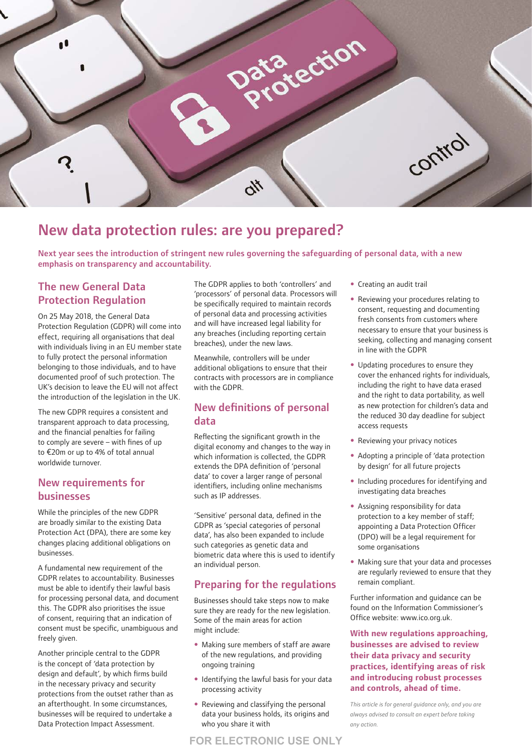# New data protection rules: are you prepared?

**Next year sees the introduction of stringent new rules governing the safeguarding of personal data, with a new emphasis on transparency and accountability.**

## The new General Data Protection Regulation

On 25 May 2018, the General Data Protection Regulation (GDPR) will come into effect, requiring all organisations that deal with individuals living in an EU member state to fully protect the personal information belonging to those individuals, and to have documented proof of such protection. The UK's decision to leave the EU will not affect the introduction of the legislation in the UK.

The new GDPR requires a consistent and transparent approach to data processing, and the financial penalties for failing to comply are severe – with fines of up to €20m or up to 4% of total annual worldwide turnover.

## New requirements for businesses

While the principles of the new GDPR are broadly similar to the existing Data Protection Act (DPA), there are some key changes placing additional obligations on businesses.

A fundamental new requirement of the GDPR relates to accountability. Businesses must be able to identify their lawful basis for processing personal data, and document this. The GDPR also prioritises the issue of consent, requiring that an indication of consent must be specific, unambiguous and freely given.

Another principle central to the GDPR is the concept of 'data protection by design and default', by which firms build in the necessary privacy and security protections from the outset rather than as an afterthought. In some circumstances, businesses will be required to undertake a Data Protection Impact Assessment.

The GDPR applies to both 'controllers' and 'processors' of personal data. Processors will be specifically required to maintain records of personal data and processing activities and will have increased legal liability for any breaches (including reporting certain breaches), under the new laws.

Meanwhile, controllers will be under additional obligations to ensure that their contracts with processors are in compliance with the GDPR.

## New definitions of personal data

Reflecting the significant growth in the digital economy and changes to the way in which information is collected, the GDPR extends the DPA definition of 'personal data' to cover a larger range of personal identifiers, including online mechanisms such as IP addresses.

'Sensitive' personal data, defined in the GDPR as 'special categories of personal data', has also been expanded to include such categories as genetic data and biometric data where this is used to identify an individual person.

## Preparing for the regulations

Businesses should take steps now to make sure they are ready for the new legislation. Some of the main areas for action might include:

- Making sure members of staff are aware of the new regulations, and providing ongoing training
- Identifying the lawful basis for your data processing activity
- Reviewing and classifying the personal data your business holds, its origins and who you share it with
- Creating an audit trail
- Reviewing your procedures relating to consent, requesting and documenting fresh consents from customers where necessary to ensure that your business is seeking, collecting and managing consent in line with the GDPR
- Updating procedures to ensure they cover the enhanced rights for individuals, including the right to have data erased and the right to data portability, as well as new protection for children's data and the reduced 30 day deadline for subject access requests
- Reviewing your privacy notices
- Adopting a principle of 'data protection by design' for all future projects
- Including procedures for identifying and investigating data breaches
- Assigning responsibility for data protection to a key member of staff; appointing a Data Protection Officer (DPO) will be a legal requirement for some organisations
- Making sure that your data and processes are regularly reviewed to ensure that they remain compliant.

Further information and guidance can be found on the Information Commissioner's Office website: www.ico.org.uk.

**With new regulations approaching, businesses are advised to review their data privacy and security practices, identifying areas of risk and introducing robust processes and controls, ahead of time.**

*This article is for general guidance only, and you are always advised to consult an expert before taking any action.*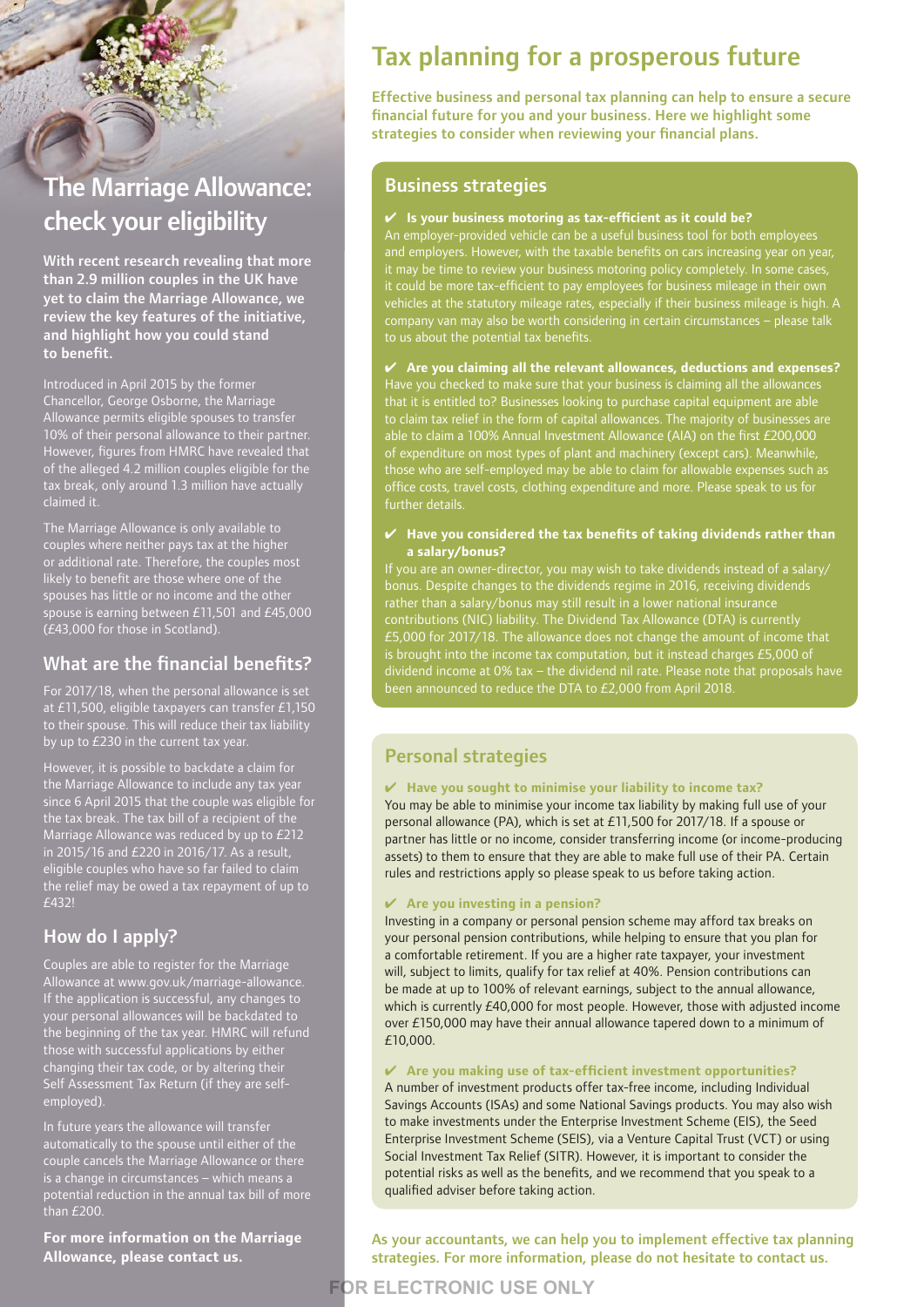# The Marriage Allowance: check your eligibility

**With recent research revealing that more than 2.9 million couples in the UK have yet to claim the Marriage Allowance, we review the key features of the initiative, and highlight how you could stand to benefit.**

Introduced in April 2015 by the former Chancellor, George Osborne, the Marriage Allowance permits eligible spouses to transfer 10% of their personal allowance to their partner. However, figures from HMRC have revealed that of the alleged 4.2 million couples eligible for the tax break, only around 1.3 million have actually claimed it.

The Marriage Allowance is only available to couples where neither pays tax at the higher or additional rate. Therefore, the couples most likely to benefit are those where one of the spouses has little or no income and the other spouse is earning between £11,501 and £45,000 (£43,000 for those in Scotland).

## What are the financial benefits?

For 2017/18, when the personal allowance is set at £11,500, eligible taxpayers can transfer £1,150 to their spouse. This will reduce their tax liability by up to £230 in the current tax year.

However, it is possible to backdate a claim for the Marriage Allowance to include any tax year since 6 April 2015 that the couple was eligible for the tax break. The tax bill of a recipient of the Marriage Allowance was reduced by up to £212 in 2015/16 and £220 in 2016/17. As a result, eligible couples who have so far failed to claim the relief may be owed a tax repayment of up to £432!

## How do I apply?

Couples are able to register for the Marriage Allowance at www.gov.uk/marriage-allowance. If the application is successful, any changes to your personal allowances will be backdated to the beginning of the tax year. HMRC will refund those with successful applications by either changing their tax code, or by altering their Self Assessment Tax Return (if they are self-employed).

In future years the allowance will transfer automatically to the spouse until either of the couple cancels the Marriage Allowance or there is a change in circumstances – which means a potential reduction in the annual tax bill of more than £200.

**For more information on the Marriage Allowance, please contact us.**

# Tax planning for a prosperous future

**Effective business and personal tax planning can help to ensure a secure financial future for you and your business. Here we highlight some strategies to consider when reviewing your financial plans.**

## Business strategies

**✔ Is your business motoring as tax-efficient as it could be?**

An employer-provided vehicle can be a useful business tool for both employees and employers. However, with the taxable benefits on cars increasing year on year, it may be time to review your business motoring policy completely. In some cases, it could be more tax-efficient to pay employees for business mileage in their own vehicles at the statutory mileage rates, especially if their business mileage is high. A company van may also be worth considering in certain circumstances – please talk to us about the potential tax benefits.

**✔ Are you claiming all the relevant allowances, deductions and expenses?**

Have you checked to make sure that your business is claiming all the allowances that it is entitled to? Businesses looking to purchase capital equipment are able to claim tax relief in the form of capital allowances. The majority of businesses are able to claim a 100% Annual Investment Allowance (AIA) on the first £200,000 of expenditure on most types of plant and machinery (except cars). Meanwhile, those who are self-employed may be able to claim for allowable expenses such as office costs, travel costs, clothing expenditure and more. Please speak to us for further details.

**✔ Have you considered the tax benefits of taking dividends rather than a salary/bonus?**

If you are an owner-director, you may wish to take dividends instead of a salary/bonus. Despite changes to the dividends regime in 2016, receiving dividends rather than a salary/bonus may still result in a lower national insurance contributions (NIC) liability. The Dividend Tax Allowance (DTA) is currently £5,000 for 2017/18. The allowance does not change the amount of income that is brought into the income tax computation, but it instead charges £5,000 of dividend income at 0% tax – the dividend nil rate. Please note that proposals have been announced to reduce the DTA to £2,000 from April 2018.

## Personal strategies

**✔ Have you sought to minimise your liability to income tax?**

You may be able to minimise your income tax liability by making full use of your personal allowance (PA), which is set at £11,500 for 2017/18. If a spouse or partner has little or no income, consider transferring income (or income-producing assets) to them to ensure that they are able to make full use of their PA. Certain rules and restrictions apply so please speak to us before taking action.

**✔ Are you investing in a pension?**

Investing in a company or personal pension scheme may afford tax breaks on your personal pension contributions, while helping to ensure that you plan for a comfortable retirement. If you are a higher rate taxpayer, your investment will, subject to limits, qualify for tax relief at 40%. Pension contributions can be made at up to 100% of relevant earnings, subject to the annual allowance, which is currently £40,000 for most people. However, those with adjusted income over £150,000 may have their annual allowance tapered down to a minimum of £10,000.

**✔ Are you making use of tax-efficient investment opportunities?**

A number of investment products offer tax-free income, including Individual Savings Accounts (ISAs) and some National Savings products. You may also wish to make investments under the Enterprise Investment Scheme (EIS), the Seed Enterprise Investment Scheme (SEIS), via a Venture Capital Trust (VCT) or using Social Investment Tax Relief (SITR). However, it is important to consider the potential risks as well as the benefits, and we recommend that you speak to a qualified adviser before taking action.

**As your accountants, we can help you to implement effective tax planning strategies. For more information, please do not hesitate to contact us.**

FOR ELECTRONIC USE ONLY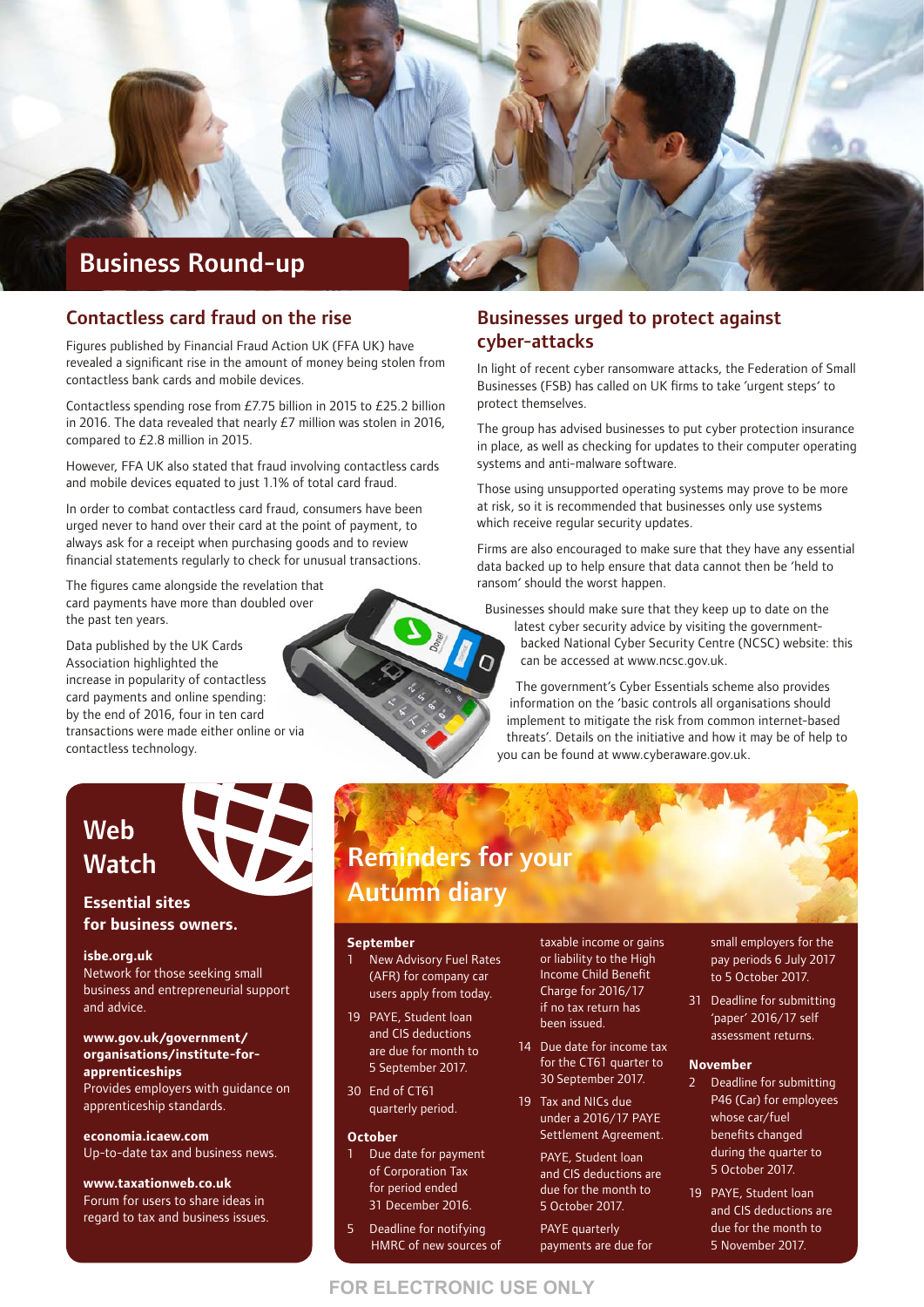# Business Round-up

## Contactless card fraud on the rise

Figures published by Financial Fraud Action UK (FFA UK) have revealed a significant rise in the amount of money being stolen from contactless bank cards and mobile devices.

Contactless spending rose from £7.75 billion in 2015 to £25.2 billion in 2016. The data revealed that nearly £7 million was stolen in 2016, compared to £2.8 million in 2015.

However, FFA UK also stated that fraud involving contactless cards and mobile devices equated to just 1.1% of total card fraud.

In order to combat contactless card fraud, consumers have been urged never to hand over their card at the point of payment, to always ask for a receipt when purchasing goods and to review financial statements regularly to check for unusual transactions.

The figures came alongside the revelation that card payments have more than doubled over the past ten years.

Data published by the UK Cards Association highlighted the increase in popularity of contactless card payments and online spending: by the end of 2016, four in ten card transactions were made either online or via contactless technology.

## Businesses urged to protect against cyber-attacks

In light of recent cyber ransomware attacks, the Federation of Small Businesses (FSB) has called on UK firms to take 'urgent steps' to protect themselves.

The group has advised businesses to put cyber protection insurance in place, as well as checking for updates to their computer operating systems and anti-malware software.

Those using unsupported operating systems may prove to be more at risk, so it is recommended that businesses only use systems which receive regular security updates.

Firms are also encouraged to make sure that they have any essential data backed up to help ensure that data cannot then be 'held to ransom' should the worst happen.

Businesses should make sure that they keep up to date on the latest cyber security advice by visiting the government-backed National Cyber Security Centre (NCSC) website: this can be accessed at www.ncsc.gov.uk.

The government's Cyber Essentials scheme also provides information on the 'basic controls all organisations should implement to mitigate the risk from common internet-based threats'. Details on the initiative and how it may be of help to you can be found at www.cyberaware.gov.uk.

## Web Watch

### Essential sites for business owners.

**isbe.org.uk**
Network for those seeking small business and entrepreneurial support and advice.

**www.gov.uk/government/organisations/institute-for-apprenticeships**
Provides employers with guidance on apprenticeship standards.

**economia.icaew.com**
Up-to-date tax and business news.

**www.taxationweb.co.uk**
Forum for users to share ideas in regard to tax and business issues.

## Reminders for your Autumn diary

**September**

1 New Advisory Fuel Rates (AFR) for company car users apply from today.

19 PAYE, Student loan and CIS deductions are due for month to 5 September 2017.

30 End of CT61 quarterly period.

**October**

1 Due date for payment of Corporation Tax for period ended 31 December 2016.

5 Deadline for notifying HMRC of new sources of taxable income or gains or liability to the High Income Child Benefit Charge for 2016/17 if no tax return has been issued.

14 Due date for income tax for the CT61 quarter to 30 September 2017.

19 Tax and NICs due under a 2016/17 PAYE Settlement Agreement.

PAYE, Student loan and CIS deductions are due for the month to 5 October 2017.

PAYE quarterly payments are due for small employers for the pay periods 6 July 2017 to 5 October 2017.

31 Deadline for submitting 'paper' 2016/17 self assessment returns.

**November**

2 Deadline for submitting P46 (Car) for employees whose car/fuel benefits changed during the quarter to 5 October 2017.

19 PAYE, Student loan and CIS deductions are due for the month to 5 November 2017.

FOR ELECTRONIC USE ONLY